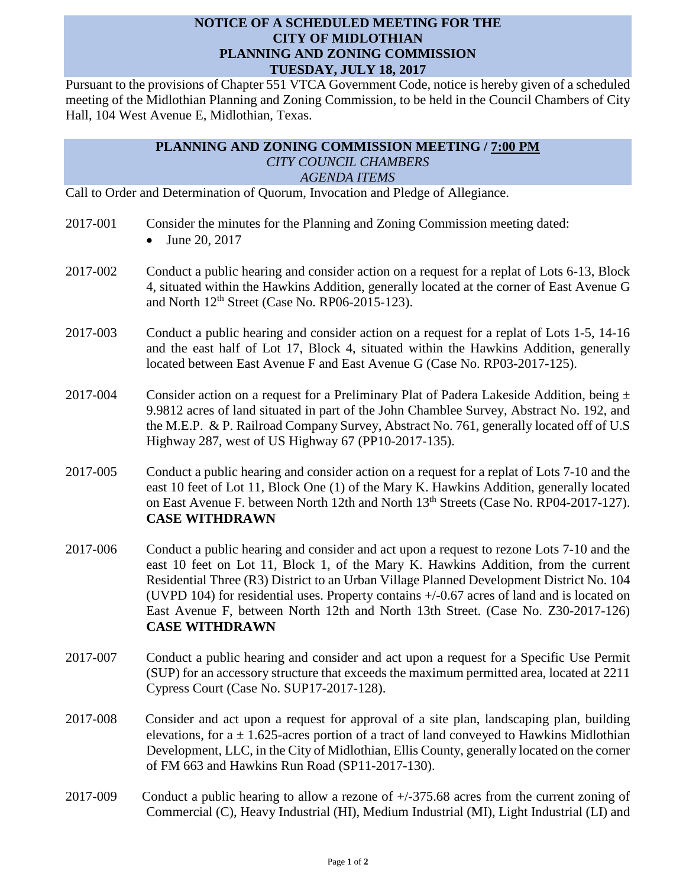# NOTICE OF A SCHEDULED MEETING FOR THE CITY OF MIDLOTHIAN PLANNING AND ZONING COMMISSION TUESDAY, JULY 18, 2017

Pursuant to the provisions of Chapter 551 VTCA Government Code, notice is hereby given of a scheduled meeting of the Midlothian Planning and Zoning Commission, to be held in the Council Chambers of City Hall, 104 West Avenue E, Midlothian, Texas.

## PLANNING AND ZONING COMMISSION MEETING / 7:00 PM

*CITY COUNCIL CHAMBERS*

*AGENDA ITEMS*

Call to Order and Determination of Quorum, Invocation and Pledge of Allegiance.

2017-001 Consider the minutes for the Planning and Zoning Commission meeting dated:

- June 20, 2017

2017-002 Conduct a public hearing and consider action on a request for a replat of Lots 6-13, Block 4, situated within the Hawkins Addition, generally located at the corner of East Avenue G and North 12th Street (Case No. RP06-2015-123).

2017-003 Conduct a public hearing and consider action on a request for a replat of Lots 1-5, 14-16 and the east half of Lot 17, Block 4, situated within the Hawkins Addition, generally located between East Avenue F and East Avenue G (Case No. RP03-2017-125).

2017-004 Consider action on a request for a Preliminary Plat of Padera Lakeside Addition, being ± 9.9812 acres of land situated in part of the John Chamblee Survey, Abstract No. 192, and the M.E.P. & P. Railroad Company Survey, Abstract No. 761, generally located off of U.S Highway 287, west of US Highway 67 (PP10-2017-135).

2017-005 Conduct a public hearing and consider action on a request for a replat of Lots 7-10 and the east 10 feet of Lot 11, Block One (1) of the Mary K. Hawkins Addition, generally located on East Avenue F. between North 12th and North 13th Streets (Case No. RP04-2017-127). **CASE WITHDRAWN**

2017-006 Conduct a public hearing and consider and act upon a request to rezone Lots 7-10 and the east 10 feet on Lot 11, Block 1, of the Mary K. Hawkins Addition, from the current Residential Three (R3) District to an Urban Village Planned Development District No. 104 (UVPD 104) for residential uses. Property contains +/-0.67 acres of land and is located on East Avenue F, between North 12th and North 13th Street. (Case No. Z30-2017-126) **CASE WITHDRAWN**

2017-007 Conduct a public hearing and consider and act upon a request for a Specific Use Permit (SUP) for an accessory structure that exceeds the maximum permitted area, located at 2211 Cypress Court (Case No. SUP17-2017-128).

2017-008 Consider and act upon a request for approval of a site plan, landscaping plan, building elevations, for a ± 1.625-acres portion of a tract of land conveyed to Hawkins Midlothian Development, LLC, in the City of Midlothian, Ellis County, generally located on the corner of FM 663 and Hawkins Run Road (SP11-2017-130).

2017-009 Conduct a public hearing to allow a rezone of +/-375.68 acres from the current zoning of Commercial (C), Heavy Industrial (HI), Medium Industrial (MI), Light Industrial (LI) and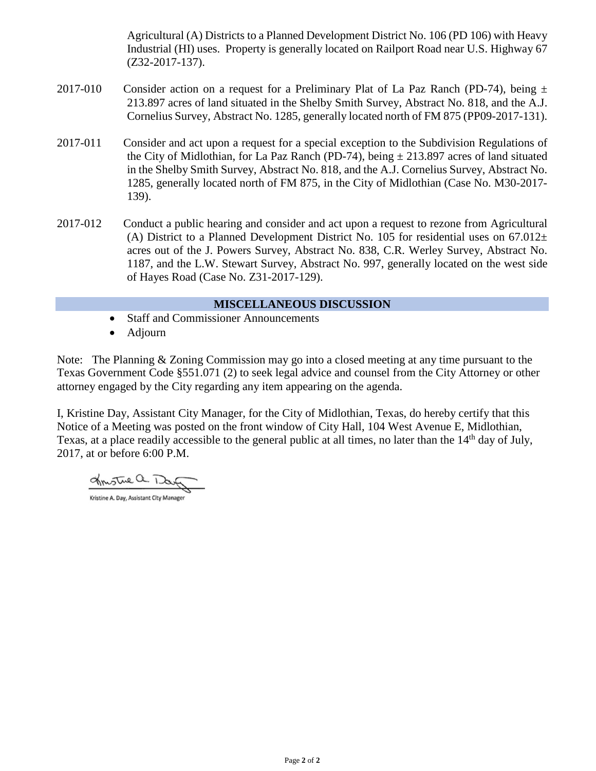Agricultural (A) Districts to a Planned Development District No. 106 (PD 106) with Heavy Industrial (HI) uses. Property is generally located on Railport Road near U.S. Highway 67 (Z32-2017-137).

2017-010 Consider action on a request for a Preliminary Plat of La Paz Ranch (PD-74), being ± 213.897 acres of land situated in the Shelby Smith Survey, Abstract No. 818, and the A.J. Cornelius Survey, Abstract No. 1285, generally located north of FM 875 (PP09-2017-131).

2017-011 Consider and act upon a request for a special exception to the Subdivision Regulations of the City of Midlothian, for La Paz Ranch (PD-74), being ± 213.897 acres of land situated in the Shelby Smith Survey, Abstract No. 818, and the A.J. Cornelius Survey, Abstract No. 1285, generally located north of FM 875, in the City of Midlothian (Case No. M30-2017-139).

2017-012 Conduct a public hearing and consider and act upon a request to rezone from Agricultural (A) District to a Planned Development District No. 105 for residential uses on 67.012± acres out of the J. Powers Survey, Abstract No. 838, C.R. Werley Survey, Abstract No. 1187, and the L.W. Stewart Survey, Abstract No. 997, generally located on the west side of Hayes Road (Case No. Z31-2017-129).

## MISCELLANEOUS DISCUSSION

- Staff and Commissioner Announcements
- Adjourn

Note: The Planning & Zoning Commission may go into a closed meeting at any time pursuant to the Texas Government Code §551.071 (2) to seek legal advice and counsel from the City Attorney or other attorney engaged by the City regarding any item appearing on the agenda.

I, Kristine Day, Assistant City Manager, for the City of Midlothian, Texas, do hereby certify that this Notice of a Meeting was posted on the front window of City Hall, 104 West Avenue E, Midlothian, Texas, at a place readily accessible to the general public at all times, no later than the 14th day of July, 2017, at or before 6:00 P.M.

Kristine A. Day, Assistant City Manager